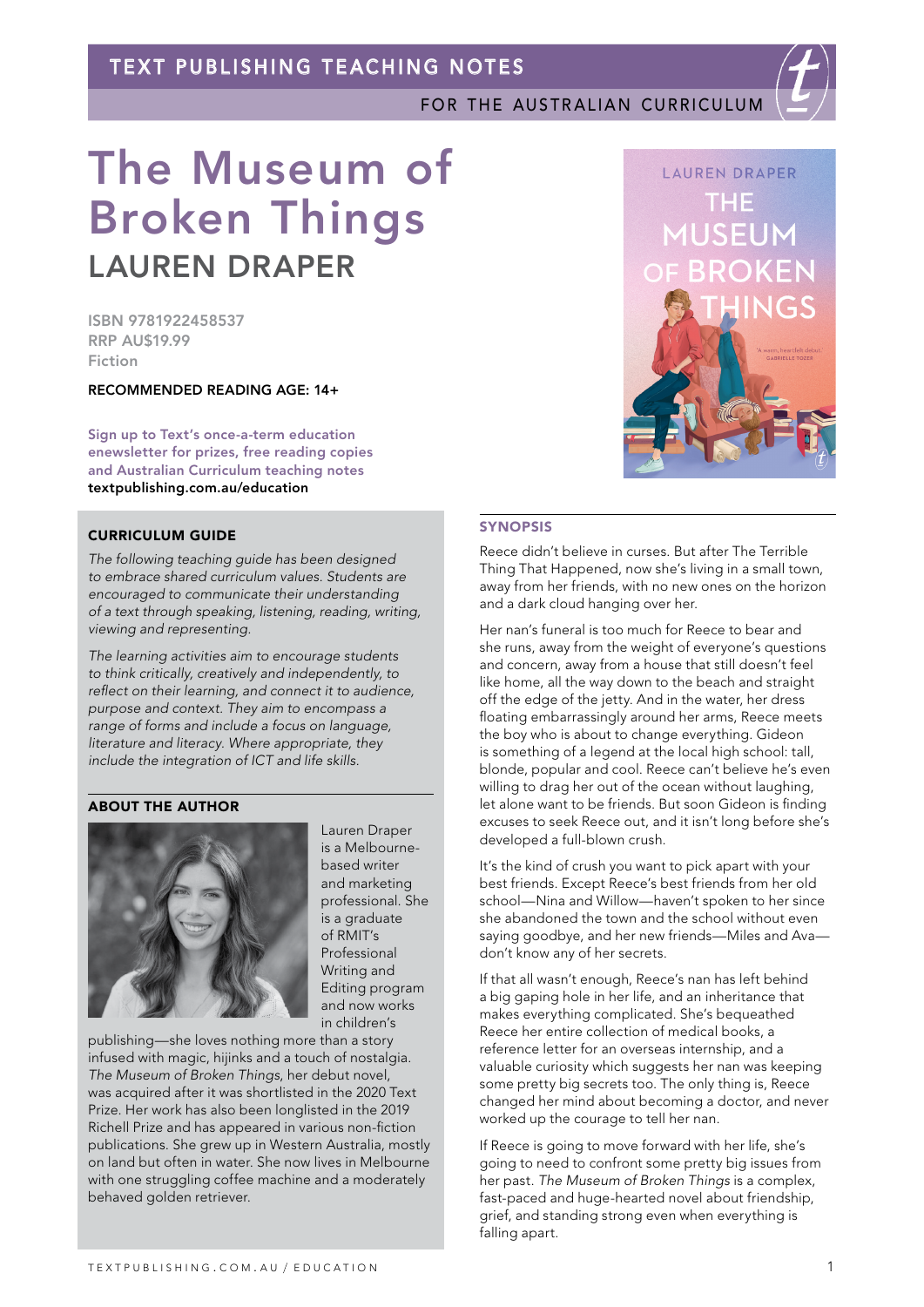TEXT PUBLISHING TEACHING NOTES

FOR THE AUSTRALIAN CURRICULUM

# The Museum of Broken Things

## LAUREN DRAPER

ISBN 9781922458537
RRP AU$19.99
Fiction

**RECOMMENDED READING AGE: 14+**

Sign up to Text's once-a-term education enewsletter for prizes, free reading copies and Australian Curriculum teaching notes
**textpublishing.com.au/education**

### CURRICULUM GUIDE

*The following teaching guide has been designed to embrace shared curriculum values. Students are encouraged to communicate their understanding of a text through speaking, listening, reading, writing, viewing and representing.*

*The learning activities aim to encourage students to think critically, creatively and independently, to reflect on their learning, and connect it to audience, purpose and context. They aim to encompass a range of forms and include a focus on language, literature and literacy. Where appropriate, they include the integration of ICT and life skills.*

### ABOUT THE AUTHOR

Lauren Draper is a Melbourne-based writer and marketing professional. She is a graduate of RMIT's Professional Writing and Editing program and now works in children's publishing—she loves nothing more than a story infused with magic, hijinks and a touch of nostalgia. *The Museum of Broken Things*, her debut novel, was acquired after it was shortlisted in the 2020 Text Prize. Her work has also been longlisted in the 2019 Richell Prize and has appeared in various non-fiction publications. She grew up in Western Australia, mostly on land but often in water. She now lives in Melbourne with one struggling coffee machine and a moderately behaved golden retriever.

### SYNOPSIS

Reece didn't believe in curses. But after The Terrible Thing That Happened, now she's living in a small town, away from her friends, with no new ones on the horizon and a dark cloud hanging over her.

Her nan's funeral is too much for Reece to bear and she runs, away from the weight of everyone's questions and concern, away from a house that still doesn't feel like home, all the way down to the beach and straight off the edge of the jetty. And in the water, her dress floating embarrassingly around her arms, Reece meets the boy who is about to change everything. Gideon is something of a legend at the local high school: tall, blonde, popular and cool. Reece can't believe he's even willing to drag her out of the ocean without laughing, let alone want to be friends. But soon Gideon is finding excuses to seek Reece out, and it isn't long before she's developed a full-blown crush.

It's the kind of crush you want to pick apart with your best friends. Except Reece's best friends from her old school—Nina and Willow—haven't spoken to her since she abandoned the town and the school without even saying goodbye, and her new friends—Miles and Ava—don't know any of her secrets.

If that all wasn't enough, Reece's nan has left behind a big gaping hole in her life, and an inheritance that makes everything complicated. She's bequeathed Reece her entire collection of medical books, a reference letter for an overseas internship, and a valuable curiosity which suggests her nan was keeping some pretty big secrets too. The only thing is, Reece changed her mind about becoming a doctor, and never worked up the courage to tell her nan.

If Reece is going to move forward with her life, she's going to need to confront some pretty big issues from her past. *The Museum of Broken Things* is a complex, fast-paced and huge-hearted novel about friendship, grief, and standing strong even when everything is falling apart.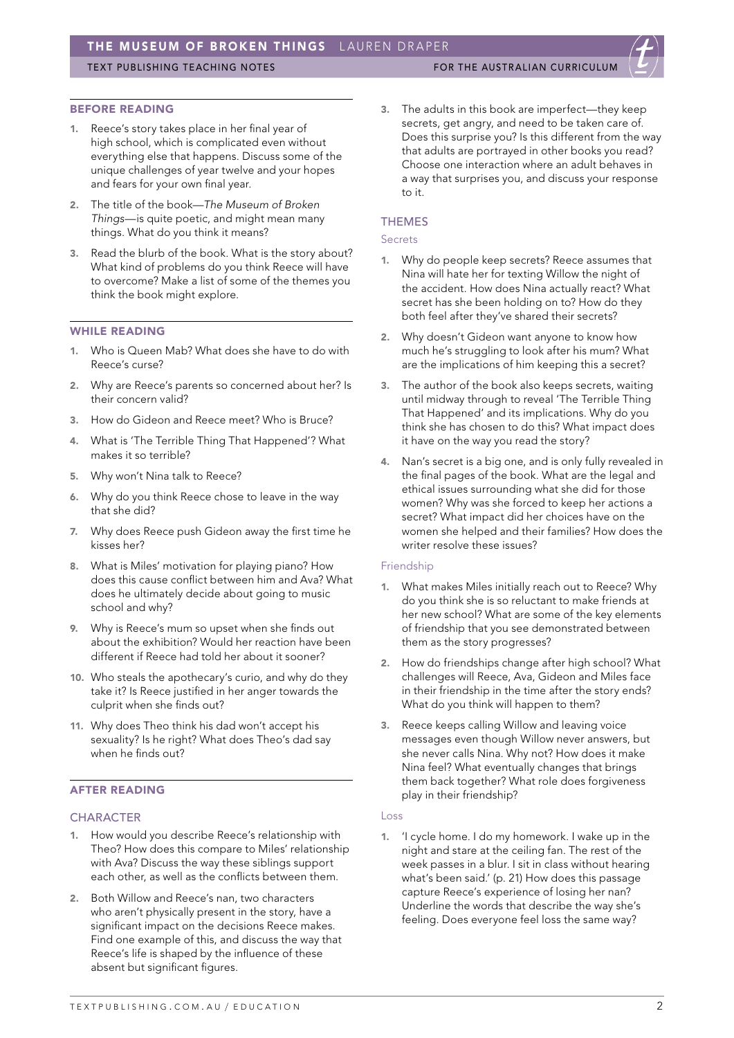## BEFORE READING

1. Reece's story takes place in her final year of high school, which is complicated even without everything else that happens. Discuss some of the unique challenges of year twelve and your hopes and fears for your own final year.
2. The title of the book—*The Museum of Broken Things*—is quite poetic, and might mean many things. What do you think it means?
3. Read the blurb of the book. What is the story about? What kind of problems do you think Reece will have to overcome? Make a list of some of the themes you think the book might explore.

## WHILE READING

1. Who is Queen Mab? What does she have to do with Reece's curse?
2. Why are Reece's parents so concerned about her? Is their concern valid?
3. How do Gideon and Reece meet? Who is Bruce?
4. What is 'The Terrible Thing That Happened'? What makes it so terrible?
5. Why won't Nina talk to Reece?
6. Why do you think Reece chose to leave in the way that she did?
7. Why does Reece push Gideon away the first time he kisses her?
8. What is Miles' motivation for playing piano? How does this cause conflict between him and Ava? What does he ultimately decide about going to music school and why?
9. Why is Reece's mum so upset when she finds out about the exhibition? Would her reaction have been different if Reece had told her about it sooner?
10. Who steals the apothecary's curio, and why do they take it? Is Reece justified in her anger towards the culprit when she finds out?
11. Why does Theo think his dad won't accept his sexuality? Is he right? What does Theo's dad say when he finds out?

## AFTER READING

### CHARACTER

1. How would you describe Reece's relationship with Theo? How does this compare to Miles' relationship with Ava? Discuss the way these siblings support each other, as well as the conflicts between them.
2. Both Willow and Reece's nan, two characters who aren't physically present in the story, have a significant impact on the decisions Reece makes. Find one example of this, and discuss the way that Reece's life is shaped by the influence of these absent but significant figures.
3. The adults in this book are imperfect—they keep secrets, get angry, and need to be taken care of. Does this surprise you? Is this different from the way that adults are portrayed in other books you read? Choose one interaction where an adult behaves in a way that surprises you, and discuss your response to it.

### THEMES

#### Secrets

1. Why do people keep secrets? Reece assumes that Nina will hate her for texting Willow the night of the accident. How does Nina actually react? What secret has she been holding on to? How do they both feel after they've shared their secrets?
2. Why doesn't Gideon want anyone to know how much he's struggling to look after his mum? What are the implications of him keeping this a secret?
3. The author of the book also keeps secrets, waiting until midway through to reveal 'The Terrible Thing That Happened' and its implications. Why do you think she has chosen to do this? What impact does it have on the way you read the story?
4. Nan's secret is a big one, and is only fully revealed in the final pages of the book. What are the legal and ethical issues surrounding what she did for those women? Why was she forced to keep her actions a secret? What impact did her choices have on the women she helped and their families? How does the writer resolve these issues?

#### Friendship

1. What makes Miles initially reach out to Reece? Why do you think she is so reluctant to make friends at her new school? What are some of the key elements of friendship that you see demonstrated between them as the story progresses?
2. How do friendships change after high school? What challenges will Reece, Ava, Gideon and Miles face in their friendship in the time after the story ends? What do you think will happen to them?
3. Reece keeps calling Willow and leaving voice messages even though Willow never answers, but she never calls Nina. Why not? How does it make Nina feel? What eventually changes that brings them back together? What role does forgiveness play in their friendship?

#### Loss

1. 'I cycle home. I do my homework. I wake up in the night and stare at the ceiling fan. The rest of the week passes in a blur. I sit in class without hearing what's been said.' (p. 21) How does this passage capture Reece's experience of losing her nan? Underline the words that describe the way she's feeling. Does everyone feel loss the same way?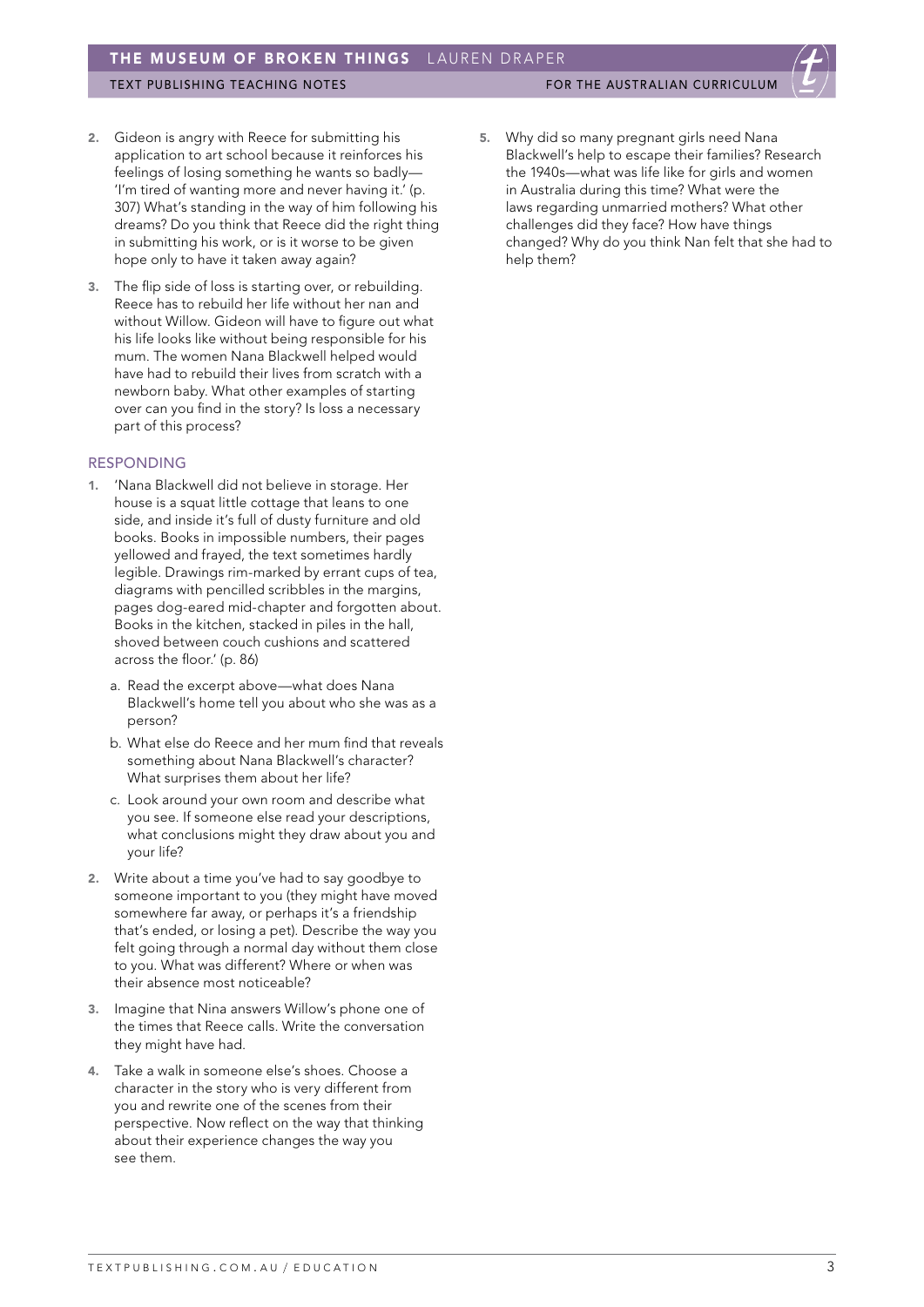2. Gideon is angry with Reece for submitting his application to art school because it reinforces his feelings of losing something he wants so badly—'I'm tired of wanting more and never having it.' (p. 307) What's standing in the way of him following his dreams? Do you think that Reece did the right thing in submitting his work, or is it worse to be given hope only to have it taken away again?

3. The flip side of loss is starting over, or rebuilding. Reece has to rebuild her life without her nan and without Willow. Gideon will have to figure out what his life looks like without being responsible for his mum. The women Nana Blackwell helped would have had to rebuild their lives from scratch with a newborn baby. What other examples of starting over can you find in the story? Is loss a necessary part of this process?

## RESPONDING

1. 'Nana Blackwell did not believe in storage. Her house is a squat little cottage that leans to one side, and inside it's full of dusty furniture and old books. Books in impossible numbers, their pages yellowed and frayed, the text sometimes hardly legible. Drawings rim-marked by errant cups of tea, diagrams with pencilled scribbles in the margins, pages dog-eared mid-chapter and forgotten about. Books in the kitchen, stacked in piles in the hall, shoved between couch cushions and scattered across the floor.' (p. 86)

   a. Read the excerpt above—what does Nana Blackwell's home tell you about who she was as a person?

   b. What else do Reece and her mum find that reveals something about Nana Blackwell's character? What surprises them about her life?

   c. Look around your own room and describe what you see. If someone else read your descriptions, what conclusions might they draw about you and your life?

2. Write about a time you've had to say goodbye to someone important to you (they might have moved somewhere far away, or perhaps it's a friendship that's ended, or losing a pet). Describe the way you felt going through a normal day without them close to you. What was different? Where or when was their absence most noticeable?

3. Imagine that Nina answers Willow's phone one of the times that Reece calls. Write the conversation they might have had.

4. Take a walk in someone else's shoes. Choose a character in the story who is very different from you and rewrite one of the scenes from their perspective. Now reflect on the way that thinking about their experience changes the way you see them.

5. Why did so many pregnant girls need Nana Blackwell's help to escape their families? Research the 1940s—what was life like for girls and women in Australia during this time? What were the laws regarding unmarried mothers? What other challenges did they face? How have things changed? Why do you think Nan felt that she had to help them?